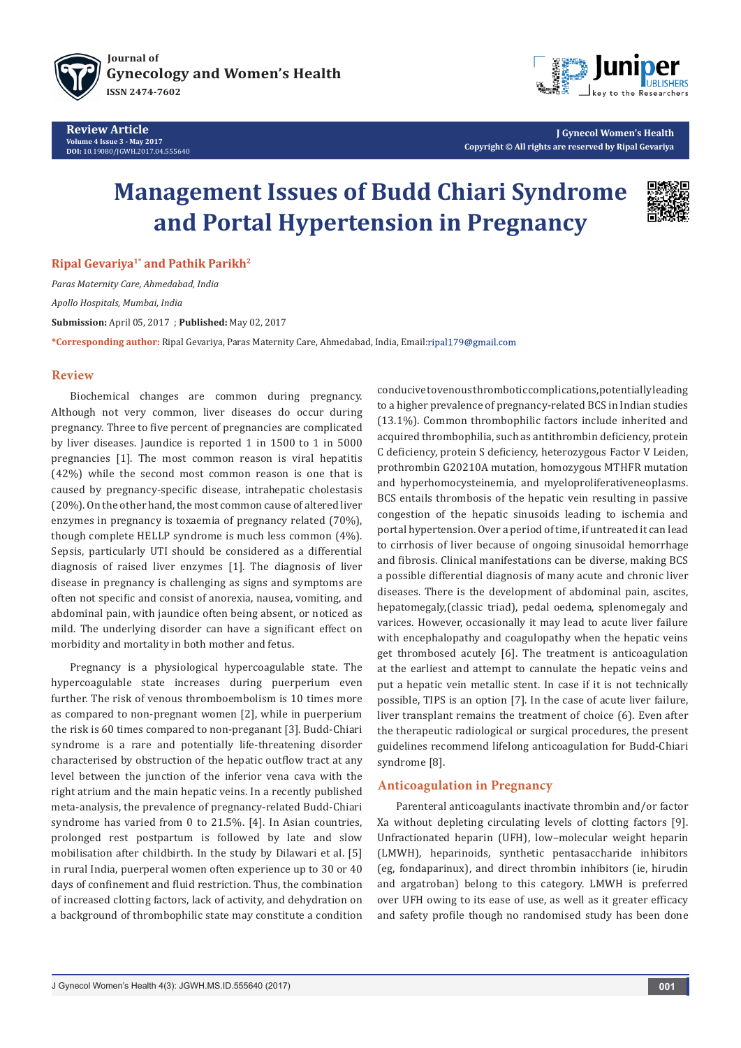# Management Issues of Budd Chiari Syndrome and Portal Hypertension in Pregnancy

**Ripal Gevariya[1*] and Pathik Parikh[2]**

*Paras Maternity Care, Ahmedabad, India*

*Apollo Hospitals, Mumbai, India*

**Submission:** April 05, 2017 ; **Published:** May 02, 2017

**\*Corresponding author:** Ripal Gevariya, Paras Maternity Care, Ahmedabad, India, Email:ripal179@gmail.com

## Review

Biochemical changes are common during pregnancy. Although not very common, liver diseases do occur during pregnancy. Three to five percent of pregnancies are complicated by liver diseases. Jaundice is reported 1 in 1500 to 1 in 5000 pregnancies [1]. The most common reason is viral hepatitis (42%) while the second most common reason is one that is caused by pregnancy-specific disease, intrahepatic cholestasis (20%). On the other hand, the most common cause of altered liver enzymes in pregnancy is toxaemia of pregnancy related (70%), though complete HELLP syndrome is much less common (4%). Sepsis, particularly UTI should be considered as a differential diagnosis of raised liver enzymes [1]. The diagnosis of liver disease in pregnancy is challenging as signs and symptoms are often not specific and consist of anorexia, nausea, vomiting, and abdominal pain, with jaundice often being absent, or noticed as mild. The underlying disorder can have a significant effect on morbidity and mortality in both mother and fetus.

Pregnancy is a physiological hypercoagulable state. The hypercoagulable state increases during puerperium even further. The risk of venous thromboembolism is 10 times more as compared to non-pregnant women [2], while in puerperium the risk is 60 times compared to non-preganant [3]. Budd-Chiari syndrome is a rare and potentially life-threatening disorder characterised by obstruction of the hepatic outflow tract at any level between the junction of the inferior vena cava with the right atrium and the main hepatic veins. In a recently published meta-analysis, the prevalence of pregnancy-related Budd-Chiari syndrome has varied from 0 to 21.5%. [4]. In Asian countries, prolonged rest postpartum is followed by late and slow mobilisation after childbirth. In the study by Dilawari et al. [5] in rural India, puerperal women often experience up to 30 or 40 days of confinement and fluid restriction. Thus, the combination of increased clotting factors, lack of activity, and dehydration on a background of thrombophilic state may constitute a condition conducive to venous thrombotic complications, potentially leading to a higher prevalence of pregnancy-related BCS in Indian studies (13.1%). Common thrombophilic factors include inherited and acquired thrombophilia, such as antithrombin deficiency, protein C deficiency, protein S deficiency, heterozygous Factor V Leiden, prothrombin G20210A mutation, homozygous MTHFR mutation and hyperhomocysteinemia, and myeloproliferativeneoplasms. BCS entails thrombosis of the hepatic vein resulting in passive congestion of the hepatic sinusoids leading to ischemia and portal hypertension. Over a period of time, if untreated it can lead to cirrhosis of liver because of ongoing sinusoidal hemorrhage and fibrosis. Clinical manifestations can be diverse, making BCS a possible differential diagnosis of many acute and chronic liver diseases. There is the development of abdominal pain, ascites, hepatomegaly,(classic triad), pedal oedema, splenomegaly and varices. However, occasionally it may lead to acute liver failure with encephalopathy and coagulopathy when the hepatic veins get thrombosed acutely [6]. The treatment is anticoagulation at the earliest and attempt to cannulate the hepatic veins and put a hepatic vein metallic stent. In case if it is not technically possible, TIPS is an option [7]. In the case of acute liver failure, liver transplant remains the treatment of choice (6). Even after the therapeutic radiological or surgical procedures, the present guidelines recommend lifelong anticoagulation for Budd-Chiari syndrome [8].

## Anticoagulation in Pregnancy

Parenteral anticoagulants inactivate thrombin and/or factor Xa without depleting circulating levels of clotting factors [9]. Unfractionated heparin (UFH), low–molecular weight heparin (LMWH), heparinoids, synthetic pentasaccharide inhibitors (eg, fondaparinux), and direct thrombin inhibitors (ie, hirudin and argatroban) belong to this category. LMWH is preferred over UFH owing to its ease of use, as well as it greater efficacy and safety profile though no randomised study has been done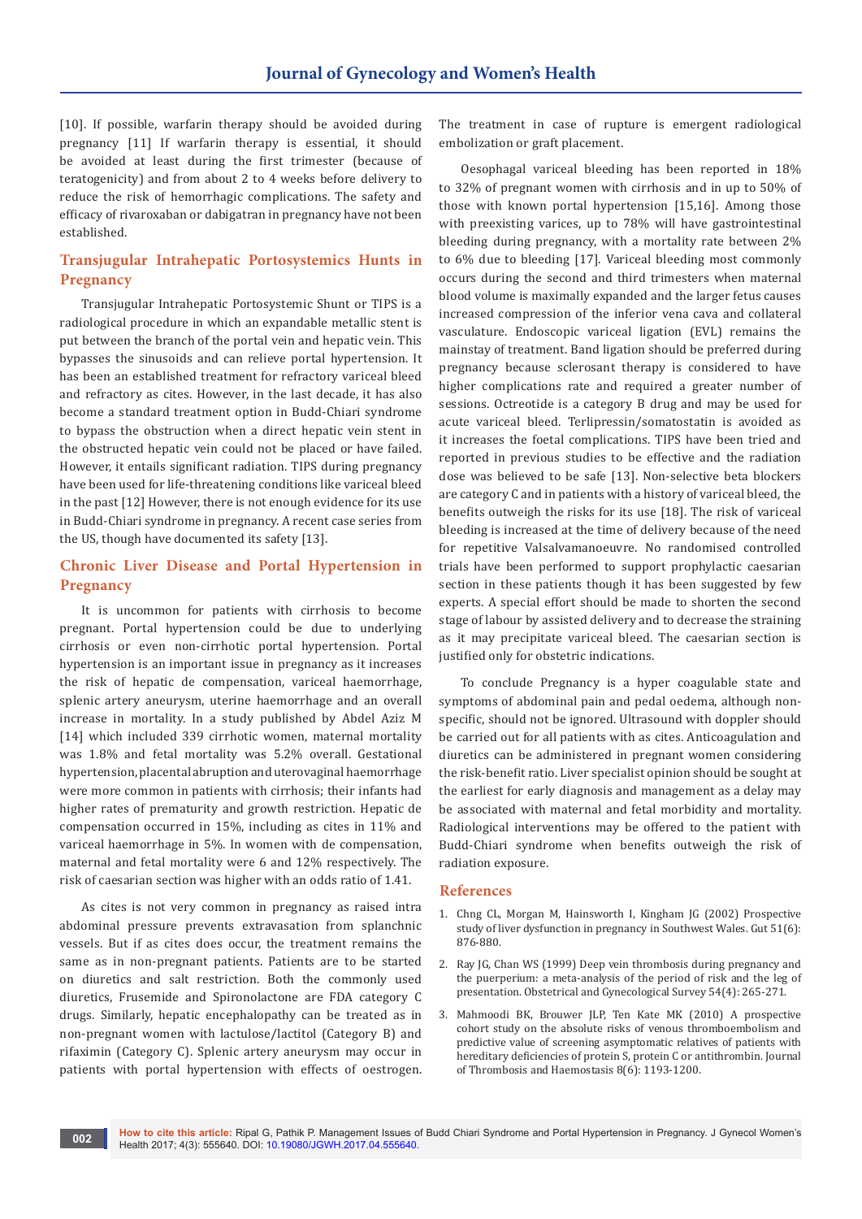[10]. If possible, warfarin therapy should be avoided during pregnancy [11] If warfarin therapy is essential, it should be avoided at least during the first trimester (because of teratogenicity) and from about 2 to 4 weeks before delivery to reduce the risk of hemorrhagic complications. The safety and efficacy of rivaroxaban or dabigatran in pregnancy have not been established.

## Transjugular Intrahepatic Portosystemics Hunts in Pregnancy

Transjugular Intrahepatic Portosystemic Shunt or TIPS is a radiological procedure in which an expandable metallic stent is put between the branch of the portal vein and hepatic vein. This bypasses the sinusoids and can relieve portal hypertension. It has been an established treatment for refractory variceal bleed and refractory as cites. However, in the last decade, it has also become a standard treatment option in Budd-Chiari syndrome to bypass the obstruction when a direct hepatic vein stent in the obstructed hepatic vein could not be placed or have failed. However, it entails significant radiation. TIPS during pregnancy have been used for life-threatening conditions like variceal bleed in the past [12] However, there is not enough evidence for its use in Budd-Chiari syndrome in pregnancy. A recent case series from the US, though have documented its safety [13].

## Chronic Liver Disease and Portal Hypertension in Pregnancy

It is uncommon for patients with cirrhosis to become pregnant. Portal hypertension could be due to underlying cirrhosis or even non-cirrhotic portal hypertension. Portal hypertension is an important issue in pregnancy as it increases the risk of hepatic de compensation, variceal haemorrhage, splenic artery aneurysm, uterine haemorrhage and an overall increase in mortality. In a study published by Abdel Aziz M [14] which included 339 cirrhotic women, maternal mortality was 1.8% and fetal mortality was 5.2% overall. Gestational hypertension, placental abruption and uterovaginal haemorrhage were more common in patients with cirrhosis; their infants had higher rates of prematurity and growth restriction. Hepatic de compensation occurred in 15%, including as cites in 11% and variceal haemorrhage in 5%. In women with de compensation, maternal and fetal mortality were 6 and 12% respectively. The risk of caesarian section was higher with an odds ratio of 1.41.

As cites is not very common in pregnancy as raised intra abdominal pressure prevents extravasation from splanchnic vessels. But if as cites does occur, the treatment remains the same as in non-pregnant patients. Patients are to be started on diuretics and salt restriction. Both the commonly used diuretics, Frusemide and Spironolactone are FDA category C drugs. Similarly, hepatic encephalopathy can be treated as in non-pregnant women with lactulose/lactitol (Category B) and rifaximin (Category C). Splenic artery aneurysm may occur in patients with portal hypertension with effects of oestrogen. The treatment in case of rupture is emergent radiological embolization or graft placement.

Oesophagal variceal bleeding has been reported in 18% to 32% of pregnant women with cirrhosis and in up to 50% of those with known portal hypertension [15,16]. Among those with preexisting varices, up to 78% will have gastrointestinal bleeding during pregnancy, with a mortality rate between 2% to 6% due to bleeding [17]. Variceal bleeding most commonly occurs during the second and third trimesters when maternal blood volume is maximally expanded and the larger fetus causes increased compression of the inferior vena cava and collateral vasculature. Endoscopic variceal ligation (EVL) remains the mainstay of treatment. Band ligation should be preferred during pregnancy because sclerosant therapy is considered to have higher complications rate and required a greater number of sessions. Octreotide is a category B drug and may be used for acute variceal bleed. Terlipressin/somatostatin is avoided as it increases the foetal complications. TIPS have been tried and reported in previous studies to be effective and the radiation dose was believed to be safe [13]. Non-selective beta blockers are category C and in patients with a history of variceal bleed, the benefits outweigh the risks for its use [18]. The risk of variceal bleeding is increased at the time of delivery because of the need for repetitive Valsalvamanoeuvre. No randomised controlled trials have been performed to support prophylactic caesarian section in these patients though it has been suggested by few experts. A special effort should be made to shorten the second stage of labour by assisted delivery and to decrease the straining as it may precipitate variceal bleed. The caesarian section is justified only for obstetric indications.

To conclude Pregnancy is a hyper coagulable state and symptoms of abdominal pain and pedal oedema, although non-specific, should not be ignored. Ultrasound with doppler should be carried out for all patients with as cites. Anticoagulation and diuretics can be administered in pregnant women considering the risk-benefit ratio. Liver specialist opinion should be sought at the earliest for early diagnosis and management as a delay may be associated with maternal and fetal morbidity and mortality. Radiological interventions may be offered to the patient with Budd-Chiari syndrome when benefits outweigh the risk of radiation exposure.

## References

1. Chng CL, Morgan M, Hainsworth I, Kingham JG (2002) Prospective study of liver dysfunction in pregnancy in Southwest Wales. Gut 51(6): 876-880.
2. Ray JG, Chan WS (1999) Deep vein thrombosis during pregnancy and the puerperium: a meta-analysis of the period of risk and the leg of presentation. Obstetrical and Gynecological Survey 54(4): 265-271.
3. Mahmoodi BK, Brouwer JLP, Ten Kate MK (2010) A prospective cohort study on the absolute risks of venous thromboembolism and predictive value of screening asymptomatic relatives of patients with hereditary deficiencies of protein S, protein C or antithrombin. Journal of Thrombosis and Haemostasis 8(6): 1193-1200.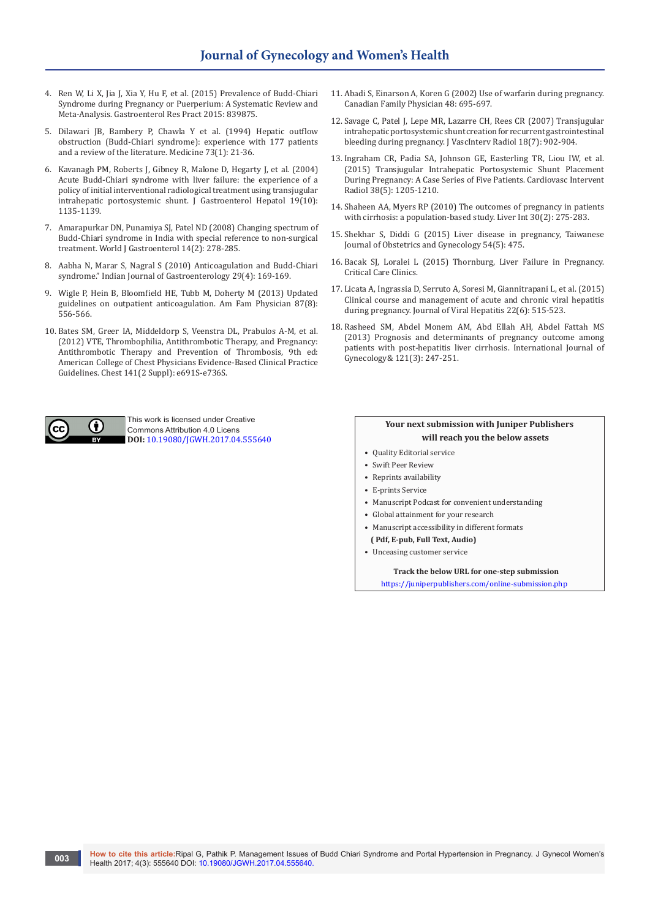4. Ren W, Li X, Jia J, Xia Y, Hu F, et al. (2015) Prevalence of Budd-Chiari Syndrome during Pregnancy or Puerperium: A Systematic Review and Meta-Analysis. Gastroenterol Res Pract 2015: 839875.
5. Dilawari JB, Bambery P, Chawla Y et al. (1994) Hepatic outflow obstruction (Budd-Chiari syndrome): experience with 177 patients and a review of the literature. Medicine 73(1): 21-36.
6. Kavanagh PM, Roberts J, Gibney R, Malone D, Hegarty J, et al. (2004) Acute Budd-Chiari syndrome with liver failure: the experience of a policy of initial interventional radiological treatment using transjugular intrahepatic portosystemic shunt. J Gastroenterol Hepatol 19(10): 1135-1139.
7. Amarapurkar DN, Punamiya SJ, Patel ND (2008) Changing spectrum of Budd-Chiari syndrome in India with special reference to non-surgical treatment. World J Gastroenterol 14(2): 278-285.
8. Aabha N, Marar S, Nagral S (2010) Anticoagulation and Budd-Chiari syndrome." Indian Journal of Gastroenterology 29(4): 169-169.
9. Wigle P, Hein B, Bloomfield HE, Tubb M, Doherty M (2013) Updated guidelines on outpatient anticoagulation. Am Fam Physician 87(8): 556-566.
10. Bates SM, Greer IA, Middeldorp S, Veenstra DL, Prabulos A-M, et al. (2012) VTE, Thrombophilia, Antithrombotic Therapy, and Pregnancy: Antithrombotic Therapy and Prevention of Thrombosis, 9th ed: American College of Chest Physicians Evidence-Based Clinical Practice Guidelines. Chest 141(2 Suppl): e691S-e736S.
11. Abadi S, Einarson A, Koren G (2002) Use of warfarin during pregnancy. Canadian Family Physician 48: 695-697.
12. Savage C, Patel J, Lepe MR, Lazarre CH, Rees CR (2007) Transjugular intrahepatic portosystemic shunt creation for recurrent gastrointestinal bleeding during pregnancy. J VascInterv Radiol 18(7): 902-904.
13. Ingraham CR, Padia SA, Johnson GE, Easterling TR, Liou IW, et al. (2015) Transjugular Intrahepatic Portosystemic Shunt Placement During Pregnancy: A Case Series of Five Patients. Cardiovasc Intervent Radiol 38(5): 1205-1210.
14. Shaheen AA, Myers RP (2010) The outcomes of pregnancy in patients with cirrhosis: a population-based study. Liver Int 30(2): 275-283.
15. Shekhar S, Diddi G (2015) Liver disease in pregnancy, Taiwanese Journal of Obstetrics and Gynecology 54(5): 475.
16. Bacak SJ, Loralei L (2015) Thornburg, Liver Failure in Pregnancy. Critical Care Clinics.
17. Licata A, Ingrassia D, Serruto A, Soresi M, Giannitrapani L, et al. (2015) Clinical course and management of acute and chronic viral hepatitis during pregnancy. Journal of Viral Hepatitis 22(6): 515-523.
18. Rasheed SM, Abdel Monem AM, Abd Ellah AH, Abdel Fattah MS (2013) Prognosis and determinants of pregnancy outcome among patients with post-hepatitis liver cirrhosis. International Journal of Gynecology& 121(3): 247-251.

This work is licensed under Creative Commons Attribution 4.0 Licens
**DOI:** 10.19080/JGWH.2017.04.555640

**Your next submission with Juniper Publishers will reach you the below assets**

- Quality Editorial service
- Swift Peer Review
- Reprints availability
- E-prints Service
- Manuscript Podcast for convenient understanding
- Global attainment for your research
- Manuscript accessibility in different formats
  **( Pdf, E-pub, Full Text, Audio)**
- Unceasing customer service

**Track the below URL for one-step submission**
https://juniperpublishers.com/online-submission.php

**How to cite this article:** Ripal G, Pathik P. Management Issues of Budd Chiari Syndrome and Portal Hypertension in Pregnancy. J Gynecol Women's Health 2017; 4(3): 555640 DOI: 10.19080/JGWH.2017.04.555640.